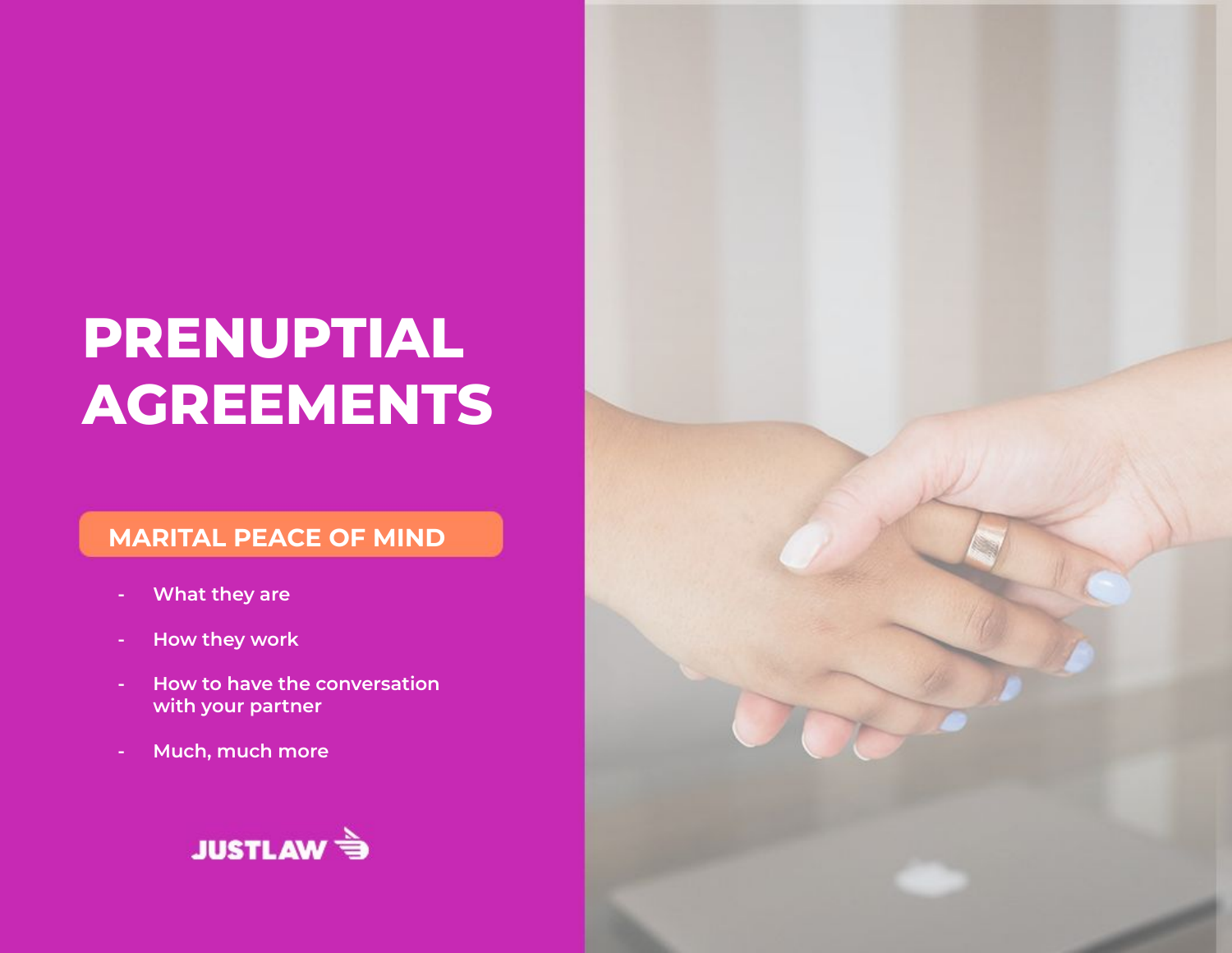# PRENUPTIAL AGREEMENTS

## MARITAL PEACE OF MIND

- What they are
- How they work
- How to have the conversation with your partner
- Much, much more

JUSTLAW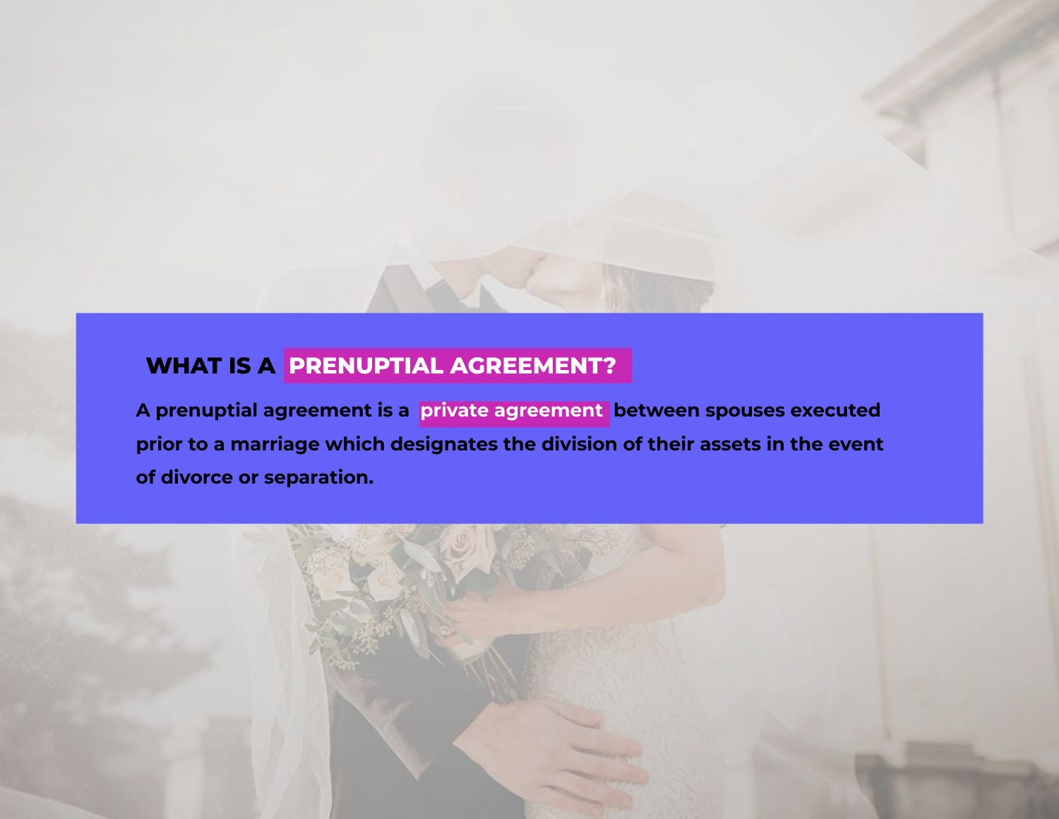## WHAT IS A PRENUPTIAL AGREEMENT?

A prenuptial agreement is a **private agreement** between spouses executed prior to a marriage which designates the division of their assets in the event of divorce or separation.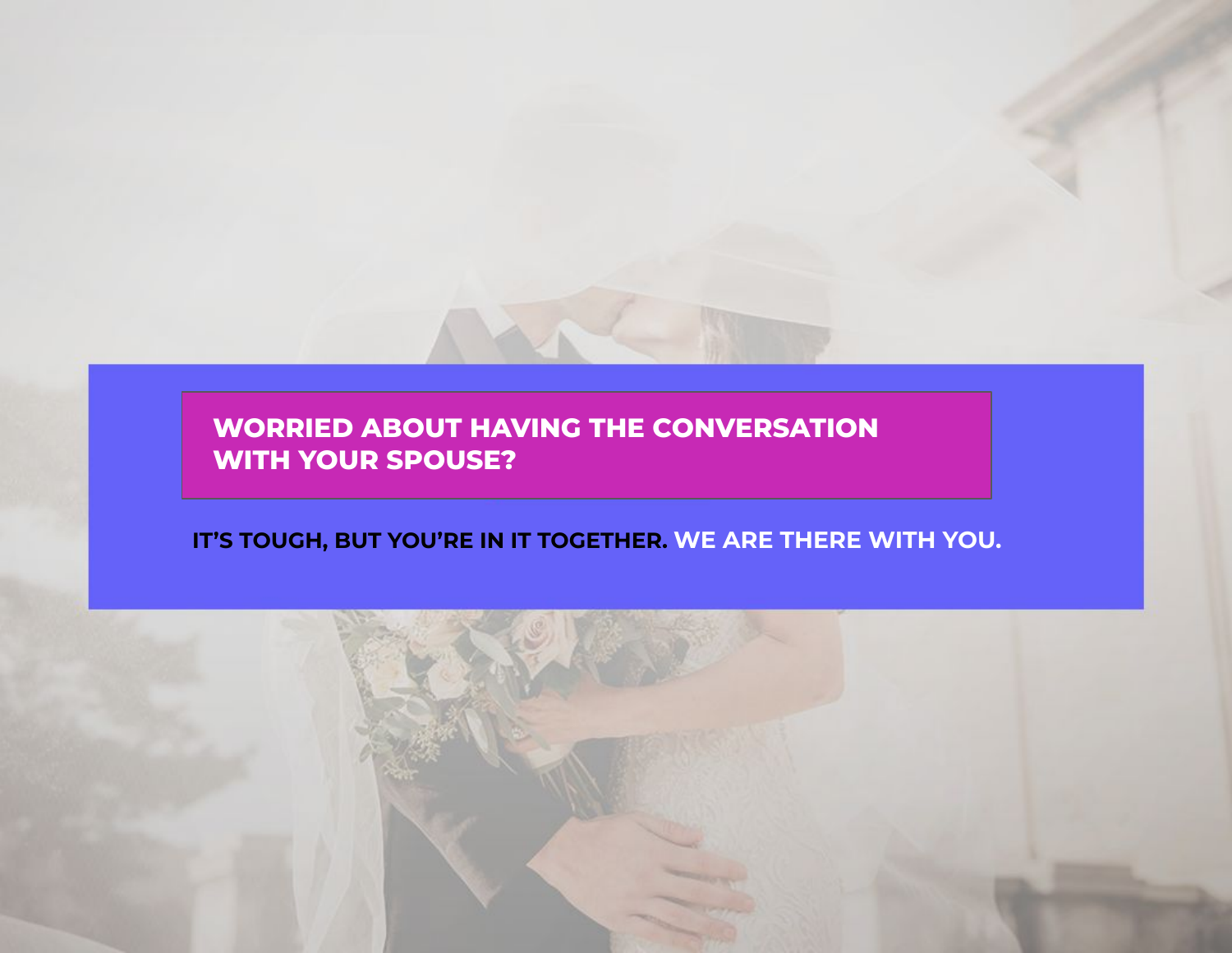## WORRIED ABOUT HAVING THE CONVERSATION WITH YOUR SPOUSE?

**IT'S TOUGH, BUT YOU'RE IN IT TOGETHER. WE ARE THERE WITH YOU.**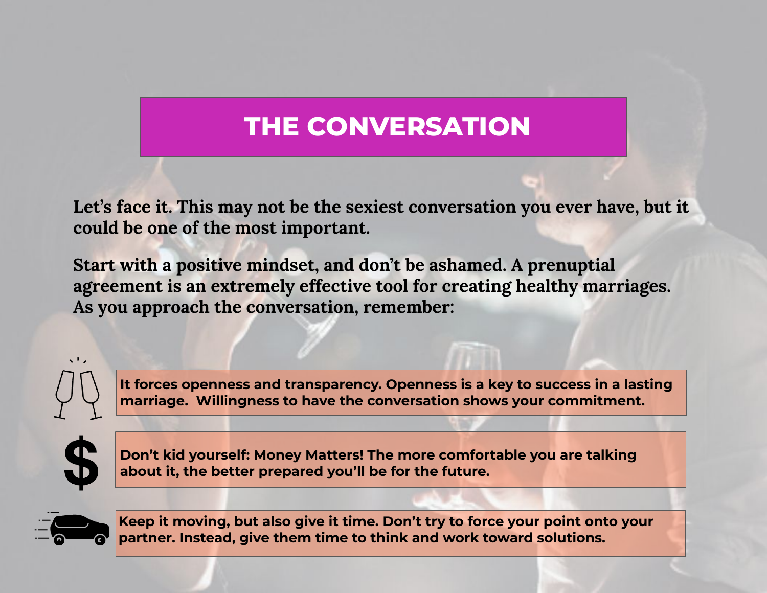# THE CONVERSATION

**Let's face it. This may not be the sexiest conversation you ever have, but it could be one of the most important.**

**Start with a positive mindset, and don't be ashamed. A prenuptial agreement is an extremely effective tool for creating healthy marriages. As you approach the conversation, remember:**

- **It forces openness and transparency. Openness is a key to success in a lasting marriage. Willingness to have the conversation shows your commitment.**
- **Don't kid yourself: Money Matters! The more comfortable you are talking about it, the better prepared you'll be for the future.**
- **Keep it moving, but also give it time. Don't try to force your point onto your partner. Instead, give them time to think and work toward solutions.**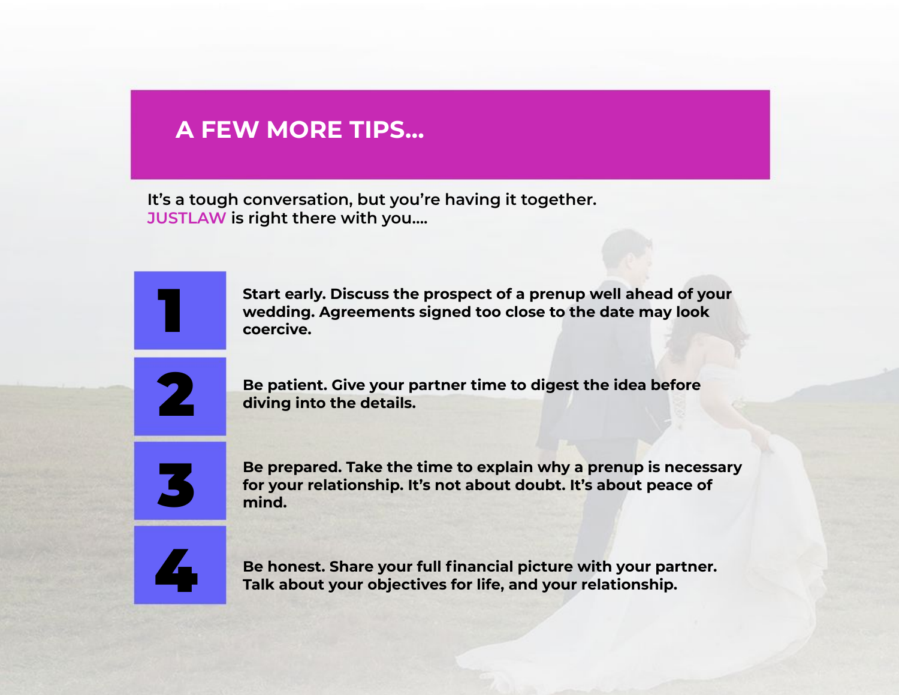## A FEW MORE TIPS...

It's a tough conversation, but you're having it together.
JUSTLAW is right there with you....

1. **Start early. Discuss the prospect of a prenup well ahead of your wedding. Agreements signed too close to the date may look coercive.**

2. **Be patient. Give your partner time to digest the idea before diving into the details.**

3. **Be prepared. Take the time to explain why a prenup is necessary for your relationship. It's not about doubt. It's about peace of mind.**

4. **Be honest. Share your full financial picture with your partner. Talk about your objectives for life, and your relationship.**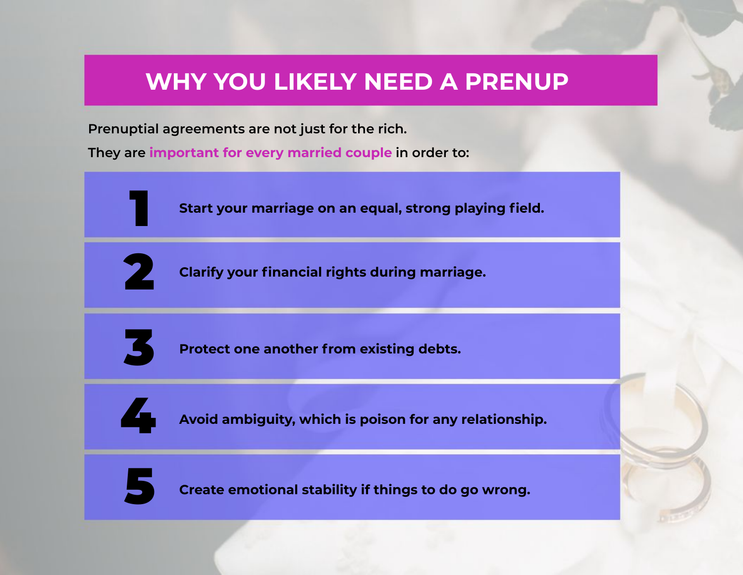# WHY YOU LIKELY NEED A PRENUP

Prenuptial agreements are not just for the rich.

They are **important for every married couple** in order to:

1. **Start your marriage on an equal, strong playing field.**
2. **Clarify your financial rights during marriage.**
3. **Protect one another from existing debts.**
4. **Avoid ambiguity, which is poison for any relationship.**
5. **Create emotional stability if things to do go wrong.**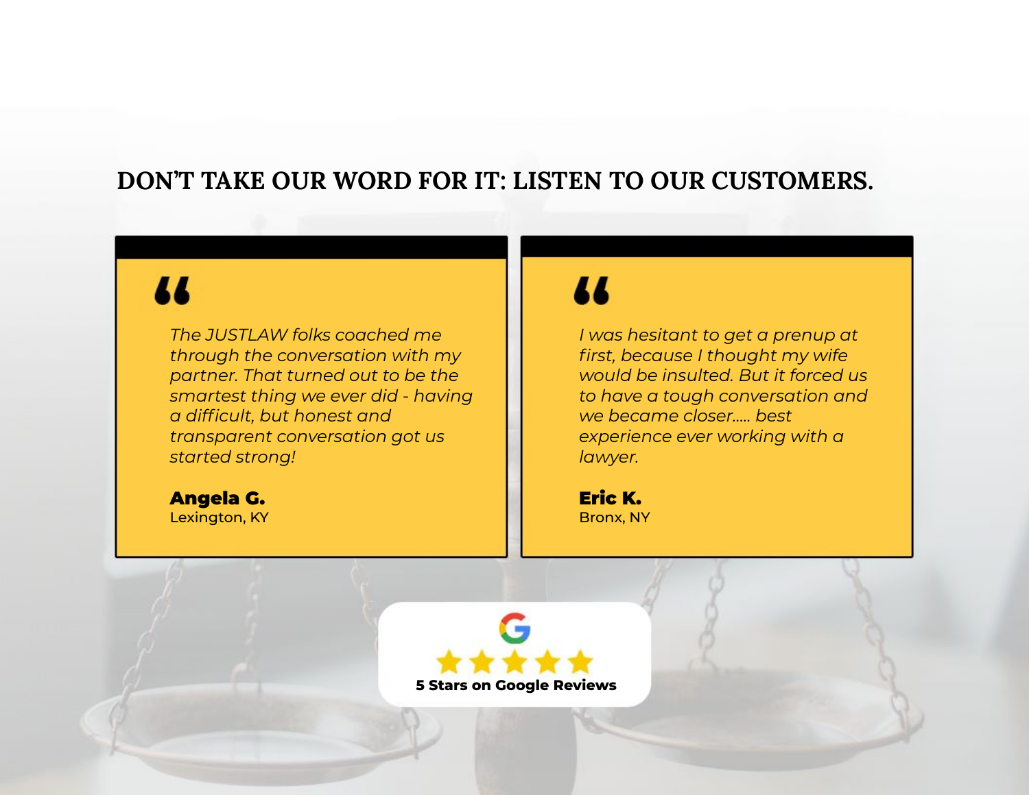## DON'T TAKE OUR WORD FOR IT: LISTEN TO OUR CUSTOMERS.

*The JUSTLAW folks coached me through the conversation with my partner. That turned out to be the smartest thing we ever did - having a difficult, but honest and transparent conversation got us started strong!*

**Angela G.**
Lexington, KY

*I was hesitant to get a prenup at first, because I thought my wife would be insulted. But it forced us to have a tough conversation and we became closer..... best experience ever working with a lawyer.*

**Eric K.**
Bronx, NY

**5 Stars on Google Reviews**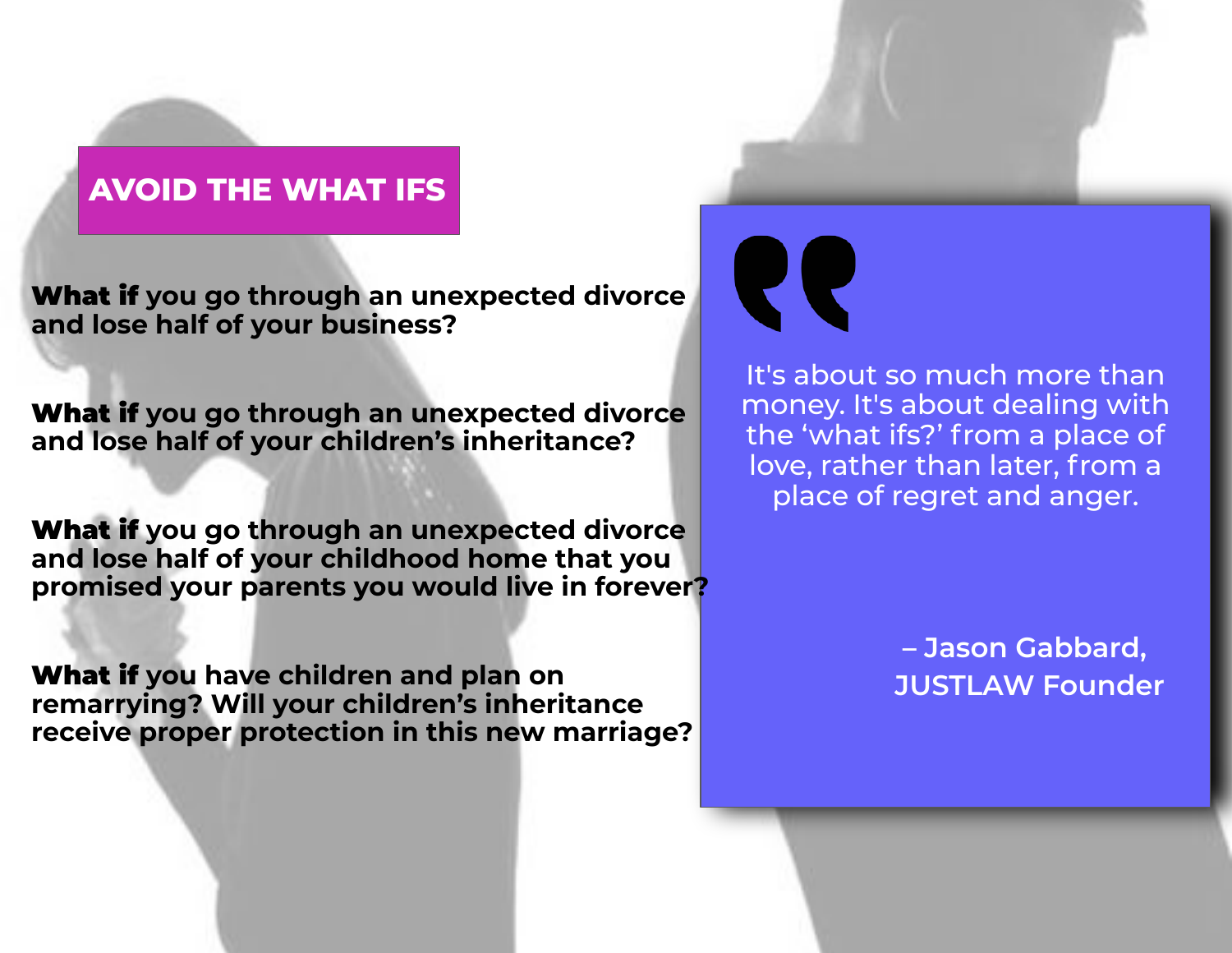## AVOID THE WHAT IFS

**What if you go through an unexpected divorce and lose half of your business?**

**What if you go through an unexpected divorce and lose half of your children's inheritance?**

**What if you go through an unexpected divorce and lose half of your childhood home that you promised your parents you would live in forever?**

**What if you have children and plan on remarrying? Will your children's inheritance receive proper protection in this new marriage?**

> It's about so much more than money. It's about dealing with the 'what ifs?' from a place of love, rather than later, from a place of regret and anger.
>
> – Jason Gabbard, JUSTLAW Founder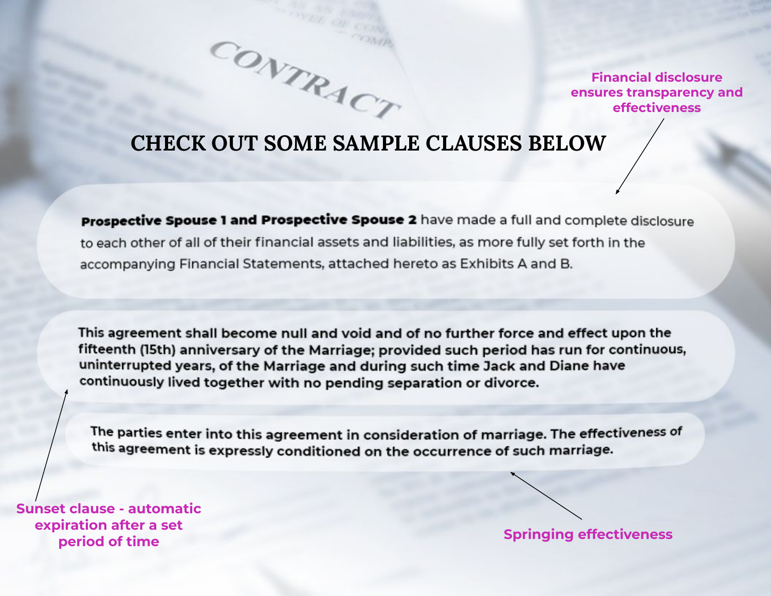# CHECK OUT SOME SAMPLE CLAUSES BELOW

**Prospective Spouse 1 and Prospective Spouse 2** have made a full and complete disclosure to each other of all of their financial assets and liabilities, as more fully set forth in the accompanying Financial Statements, attached hereto as Exhibits A and B.

*Financial disclosure ensures transparency and effectiveness*

This agreement shall become null and void and of no further force and effect upon the fifteenth (15th) anniversary of the Marriage; provided such period has run for continuous, uninterrupted years, of the Marriage and during such time Jack and Diane have continuously lived together with no pending separation or divorce.

*Sunset clause - automatic expiration after a set period of time*

The parties enter into this agreement in consideration of marriage. The effectiveness of this agreement is expressly conditioned on the occurrence of such marriage.

*Springing effectiveness*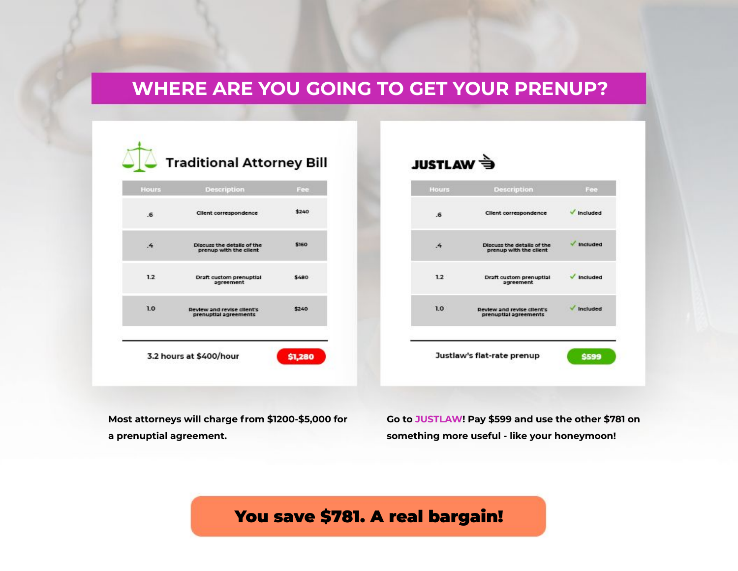# WHERE ARE YOU GOING TO GET YOUR PRENUP?

## Traditional Attorney Bill

| Hours | Description | Fee |
|---|---|---|
| .6 | Client correspondence | $240 |
| .4 | Discuss the details of the prenup with the client | $160 |
| 1.2 | Draft custom prenuptial agreement | $480 |
| 1.0 | Review and revise client's prenuptial agreements | $240 |

3.2 hours at $400/hour **$1,280**

## JUSTLAW

| Hours | Description | Fee |
|---|---|---|
| .6 | Client correspondence | ✓ Included |
| .4 | Discuss the details of the prenup with the client | ✓ Included |
| 1.2 | Draft custom prenuptial agreement | ✓ Included |
| 1.0 | Review and revise client's prenuptial agreements | ✓ Included |

Justlaw's flat-rate prenup **$599**

**Most attorneys will charge from $1200-$5,000 for a prenuptial agreement.**

**Go to JUSTLAW! Pay $599 and use the other $781 on something more useful - like your honeymoon!**

**You save $781. A real bargain!**